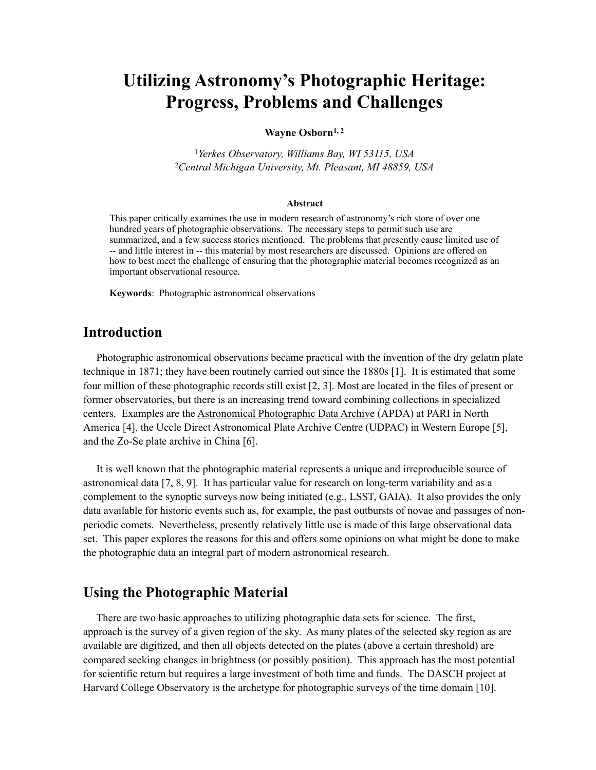# Utilizing Astronomy's Photographic Heritage: Progress, Problems and Challenges

**Wayne Osborn[1, 2]**

[1]*Yerkes Observatory, Williams Bay, WI 53115, USA*
[2]*Central Michigan University, Mt. Pleasant, MI 48859, USA*

### Abstract

This paper critically examines the use in modern research of astronomy's rich store of over one hundred years of photographic observations. The necessary steps to permit such use are summarized, and a few success stories mentioned. The problems that presently cause limited use of -- and little interest in -- this material by most researchers are discussed. Opinions are offered on how to best meet the challenge of ensuring that the photographic material becomes recognized as an important observational resource.

**Keywords**: Photographic astronomical observations

## Introduction

Photographic astronomical observations became practical with the invention of the dry gelatin plate technique in 1871; they have been routinely carried out since the 1880s [1]. It is estimated that some four million of these photographic records still exist [2, 3]. Most are located in the files of present or former observatories, but there is an increasing trend toward combining collections in specialized centers. Examples are the Astronomical Photographic Data Archive (APDA) at PARI in North America [4], the Uccle Direct Astronomical Plate Archive Centre (UDPAC) in Western Europe [5], and the Zo-Se plate archive in China [6].

It is well known that the photographic material represents a unique and irreproducible source of astronomical data [7, 8, 9]. It has particular value for research on long-term variability and as a complement to the synoptic surveys now being initiated (e.g., LSST, GAIA). It also provides the only data available for historic events such as, for example, the past outbursts of novae and passages of non-periodic comets. Nevertheless, presently relatively little use is made of this large observational data set. This paper explores the reasons for this and offers some opinions on what might be done to make the photographic data an integral part of modern astronomical research.

## Using the Photographic Material

There are two basic approaches to utilizing photographic data sets for science. The first, approach is the survey of a given region of the sky. As many plates of the selected sky region as are available are digitized, and then all objects detected on the plates (above a certain threshold) are compared seeking changes in brightness (or possibly position). This approach has the most potential for scientific return but requires a large investment of both time and funds. The DASCH project at Harvard College Observatory is the archetype for photographic surveys of the time domain [10].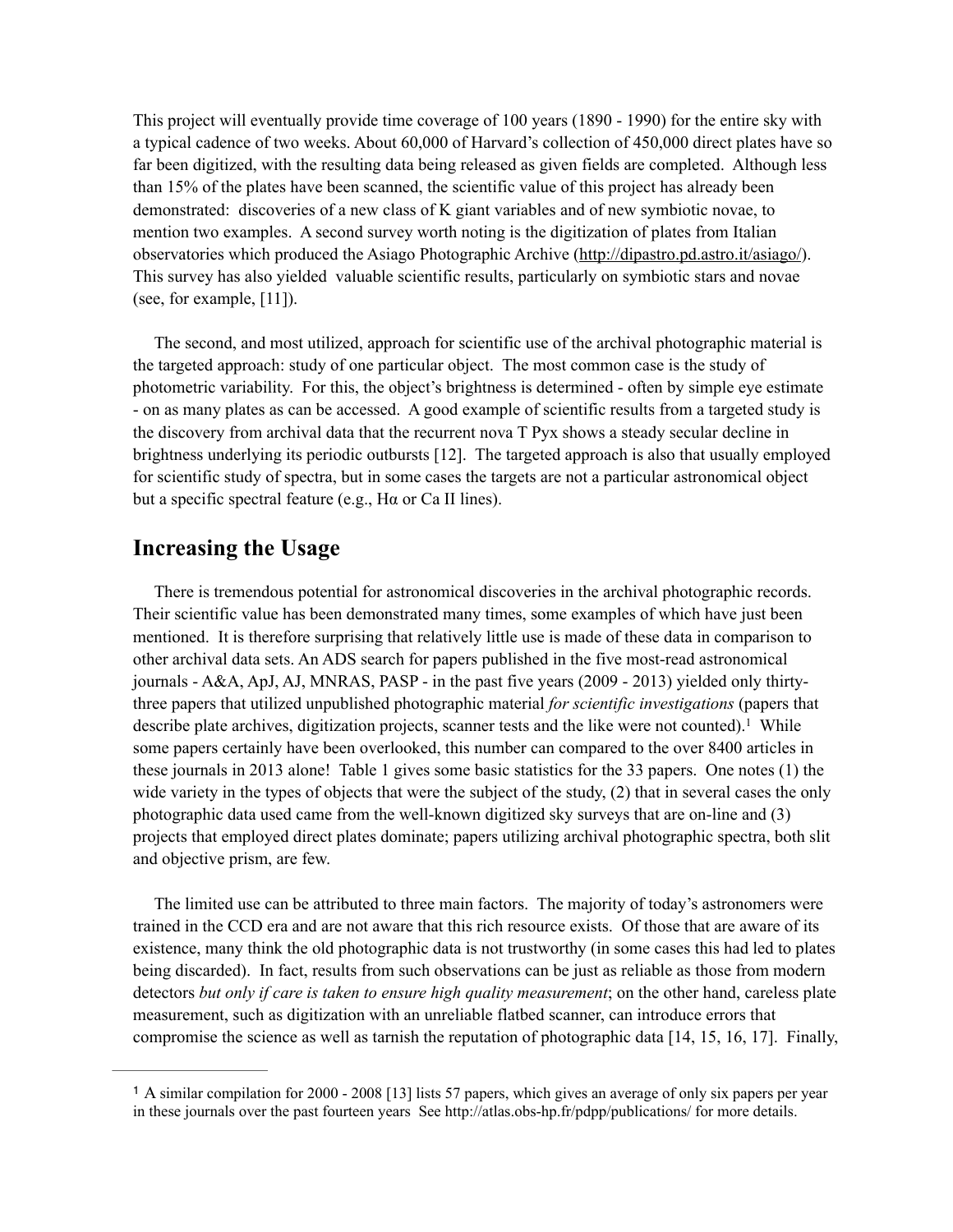This project will eventually provide time coverage of 100 years (1890 - 1990) for the entire sky with a typical cadence of two weeks. About 60,000 of Harvard's collection of 450,000 direct plates have so far been digitized, with the resulting data being released as given fields are completed. Although less than 15% of the plates have been scanned, the scientific value of this project has already been demonstrated: discoveries of a new class of K giant variables and of new symbiotic novae, to mention two examples. A second survey worth noting is the digitization of plates from Italian observatories which produced the Asiago Photographic Archive (http://dipastro.pd.astro.it/asiago/). This survey has also yielded valuable scientific results, particularly on symbiotic stars and novae (see, for example, [11]).

The second, and most utilized, approach for scientific use of the archival photographic material is the targeted approach: study of one particular object. The most common case is the study of photometric variability. For this, the object's brightness is determined - often by simple eye estimate - on as many plates as can be accessed. A good example of scientific results from a targeted study is the discovery from archival data that the recurrent nova T Pyx shows a steady secular decline in brightness underlying its periodic outbursts [12]. The targeted approach is also that usually employed for scientific study of spectra, but in some cases the targets are not a particular astronomical object but a specific spectral feature (e.g., Hα or Ca II lines).

## Increasing the Usage

There is tremendous potential for astronomical discoveries in the archival photographic records. Their scientific value has been demonstrated many times, some examples of which have just been mentioned. It is therefore surprising that relatively little use is made of these data in comparison to other archival data sets. An ADS search for papers published in the five most-read astronomical journals - A&A, ApJ, AJ, MNRAS, PASP - in the past five years (2009 - 2013) yielded only thirty-three papers that utilized unpublished photographic material *for scientific investigations* (papers that describe plate archives, digitization projects, scanner tests and the like were not counted).[1] While some papers certainly have been overlooked, this number can compared to the over 8400 articles in these journals in 2013 alone! Table 1 gives some basic statistics for the 33 papers. One notes (1) the wide variety in the types of objects that were the subject of the study, (2) that in several cases the only photographic data used came from the well-known digitized sky surveys that are on-line and (3) projects that employed direct plates dominate; papers utilizing archival photographic spectra, both slit and objective prism, are few.

The limited use can be attributed to three main factors. The majority of today's astronomers were trained in the CCD era and are not aware that this rich resource exists. Of those that are aware of its existence, many think the old photographic data is not trustworthy (in some cases this had led to plates being discarded). In fact, results from such observations can be just as reliable as those from modern detectors *but only if care is taken to ensure high quality measurement*; on the other hand, careless plate measurement, such as digitization with an unreliable flatbed scanner, can introduce errors that compromise the science as well as tarnish the reputation of photographic data [14, 15, 16, 17]. Finally,

[1] A similar compilation for 2000 - 2008 [13] lists 57 papers, which gives an average of only six papers per year in these journals over the past fourteen years See http://atlas.obs-hp.fr/pdpp/publications/ for more details.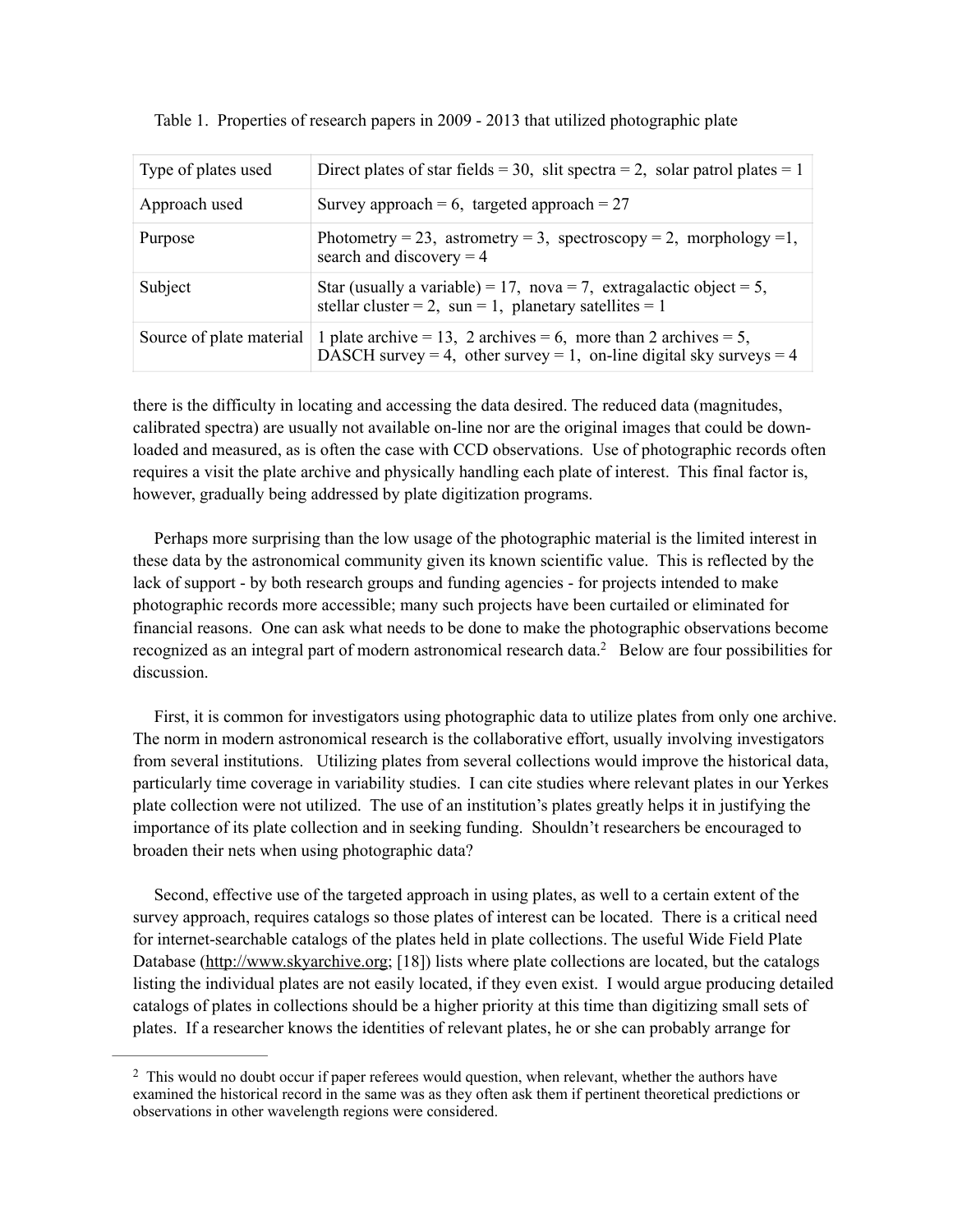Table 1. Properties of research papers in 2009 - 2013 that utilized photographic plate

| Type of plates used | Direct plates of star fields = 30, slit spectra = 2, solar patrol plates = 1 |
|---|---|
| Approach used | Survey approach = 6, targeted approach = 27 |
| Purpose | Photometry = 23, astrometry = 3, spectroscopy = 2, morphology =1, search and discovery = 4 |
| Subject | Star (usually a variable) = 17, nova = 7, extragalactic object = 5, stellar cluster = 2, sun = 1, planetary satellites = 1 |
| Source of plate material | 1 plate archive = 13, 2 archives = 6, more than 2 archives = 5, DASCH survey = 4, other survey = 1, on-line digital sky surveys = 4 |

there is the difficulty in locating and accessing the data desired. The reduced data (magnitudes, calibrated spectra) are usually not available on-line nor are the original images that could be downloaded and measured, as is often the case with CCD observations. Use of photographic records often requires a visit the plate archive and physically handling each plate of interest. This final factor is, however, gradually being addressed by plate digitization programs.

Perhaps more surprising than the low usage of the photographic material is the limited interest in these data by the astronomical community given its known scientific value. This is reflected by the lack of support - by both research groups and funding agencies - for projects intended to make photographic records more accessible; many such projects have been curtailed or eliminated for financial reasons. One can ask what needs to be done to make the photographic observations become recognized as an integral part of modern astronomical research data.[2] Below are four possibilities for discussion.

First, it is common for investigators using photographic data to utilize plates from only one archive. The norm in modern astronomical research is the collaborative effort, usually involving investigators from several institutions. Utilizing plates from several collections would improve the historical data, particularly time coverage in variability studies. I can cite studies where relevant plates in our Yerkes plate collection were not utilized. The use of an institution's plates greatly helps it in justifying the importance of its plate collection and in seeking funding. Shouldn't researchers be encouraged to broaden their nets when using photographic data?

Second, effective use of the targeted approach in using plates, as well to a certain extent of the survey approach, requires catalogs so those plates of interest can be located. There is a critical need for internet-searchable catalogs of the plates held in plate collections. The useful Wide Field Plate Database (http://www.skyarchive.org; [18]) lists where plate collections are located, but the catalogs listing the individual plates are not easily located, if they even exist. I would argue producing detailed catalogs of plates in collections should be a higher priority at this time than digitizing small sets of plates. If a researcher knows the identities of relevant plates, he or she can probably arrange for

[2] This would no doubt occur if paper referees would question, when relevant, whether the authors have examined the historical record in the same was as they often ask them if pertinent theoretical predictions or observations in other wavelength regions were considered.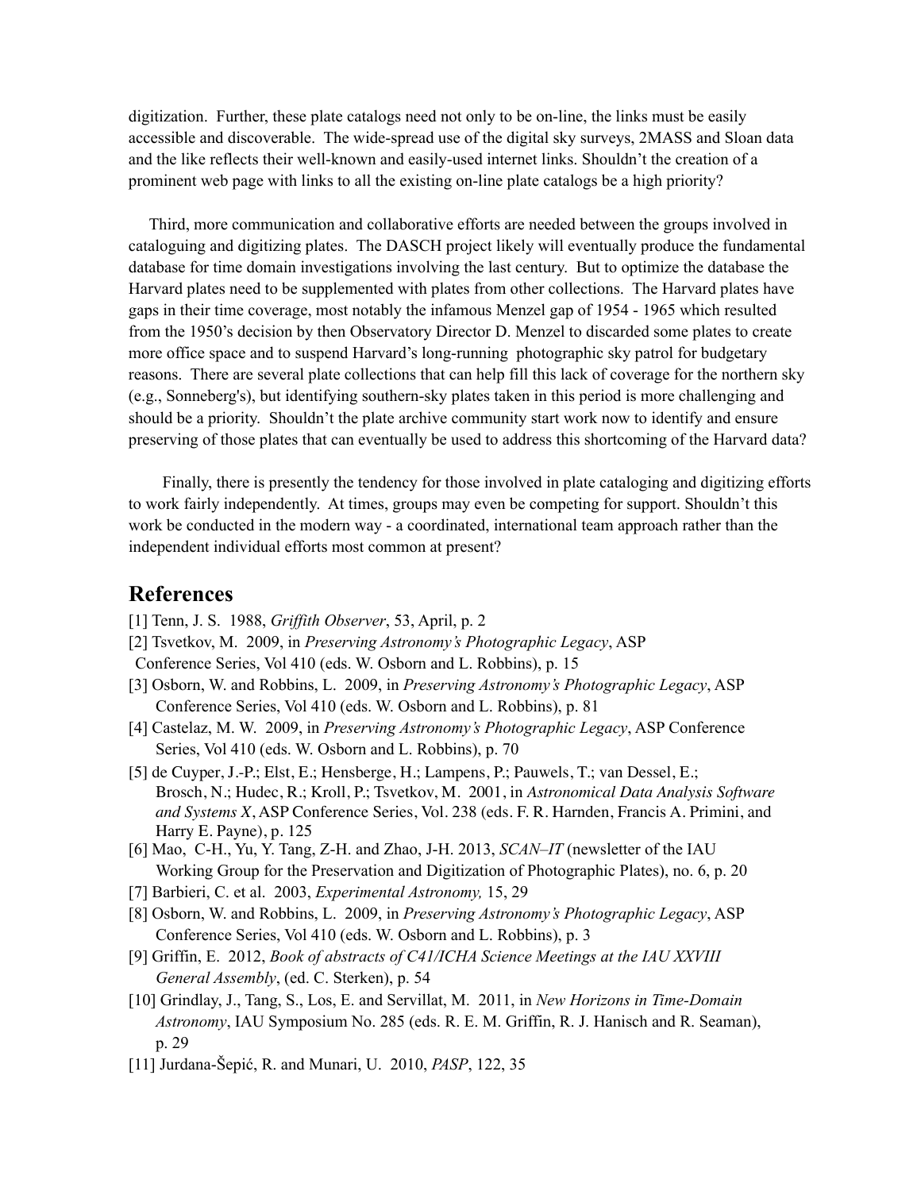digitization. Further, these plate catalogs need not only to be on-line, the links must be easily accessible and discoverable. The wide-spread use of the digital sky surveys, 2MASS and Sloan data and the like reflects their well-known and easily-used internet links. Shouldn't the creation of a prominent web page with links to all the existing on-line plate catalogs be a high priority?

Third, more communication and collaborative efforts are needed between the groups involved in cataloguing and digitizing plates. The DASCH project likely will eventually produce the fundamental database for time domain investigations involving the last century. But to optimize the database the Harvard plates need to be supplemented with plates from other collections. The Harvard plates have gaps in their time coverage, most notably the infamous Menzel gap of 1954 - 1965 which resulted from the 1950's decision by then Observatory Director D. Menzel to discarded some plates to create more office space and to suspend Harvard's long-running photographic sky patrol for budgetary reasons. There are several plate collections that can help fill this lack of coverage for the northern sky (e.g., Sonneberg's), but identifying southern-sky plates taken in this period is more challenging and should be a priority. Shouldn't the plate archive community start work now to identify and ensure preserving of those plates that can eventually be used to address this shortcoming of the Harvard data?

Finally, there is presently the tendency for those involved in plate cataloging and digitizing efforts to work fairly independently. At times, groups may even be competing for support. Shouldn't this work be conducted in the modern way - a coordinated, international team approach rather than the independent individual efforts most common at present?

## References

[1] Tenn, J. S. 1988, *Griffith Observer*, 53, April, p. 2

[2] Tsvetkov, M. 2009, in *Preserving Astronomy's Photographic Legacy*, ASP Conference Series, Vol 410 (eds. W. Osborn and L. Robbins), p. 15

[3] Osborn, W. and Robbins, L. 2009, in *Preserving Astronomy's Photographic Legacy*, ASP Conference Series, Vol 410 (eds. W. Osborn and L. Robbins), p. 81

[4] Castelaz, M. W. 2009, in *Preserving Astronomy's Photographic Legacy*, ASP Conference Series, Vol 410 (eds. W. Osborn and L. Robbins), p. 70

[5] de Cuyper, J.-P.; Elst, E.; Hensberge, H.; Lampens, P.; Pauwels, T.; van Dessel, E.; Brosch, N.; Hudec, R.; Kroll, P.; Tsvetkov, M. 2001, in *Astronomical Data Analysis Software and Systems X*, ASP Conference Series, Vol. 238 (eds. F. R. Harnden, Francis A. Primini, and Harry E. Payne), p. 125

[6] Mao, C-H., Yu, Y. Tang, Z-H. and Zhao, J-H. 2013, *SCAN–IT* (newsletter of the IAU Working Group for the Preservation and Digitization of Photographic Plates), no. 6, p. 20

[7] Barbieri, C. et al. 2003, *Experimental Astronomy,* 15, 29

[8] Osborn, W. and Robbins, L. 2009, in *Preserving Astronomy's Photographic Legacy*, ASP Conference Series, Vol 410 (eds. W. Osborn and L. Robbins), p. 3

[9] Griffin, E. 2012, *Book of abstracts of C41/ICHA Science Meetings at the IAU XXVIII General Assembly*, (ed. C. Sterken), p. 54

[10] Grindlay, J., Tang, S., Los, E. and Servillat, M. 2011, in *New Horizons in Time-Domain Astronomy*, IAU Symposium No. 285 (eds. R. E. M. Griffin, R. J. Hanisch and R. Seaman), p. 29

[11] Jurdana-Šepić, R. and Munari, U. 2010, *PASP*, 122, 35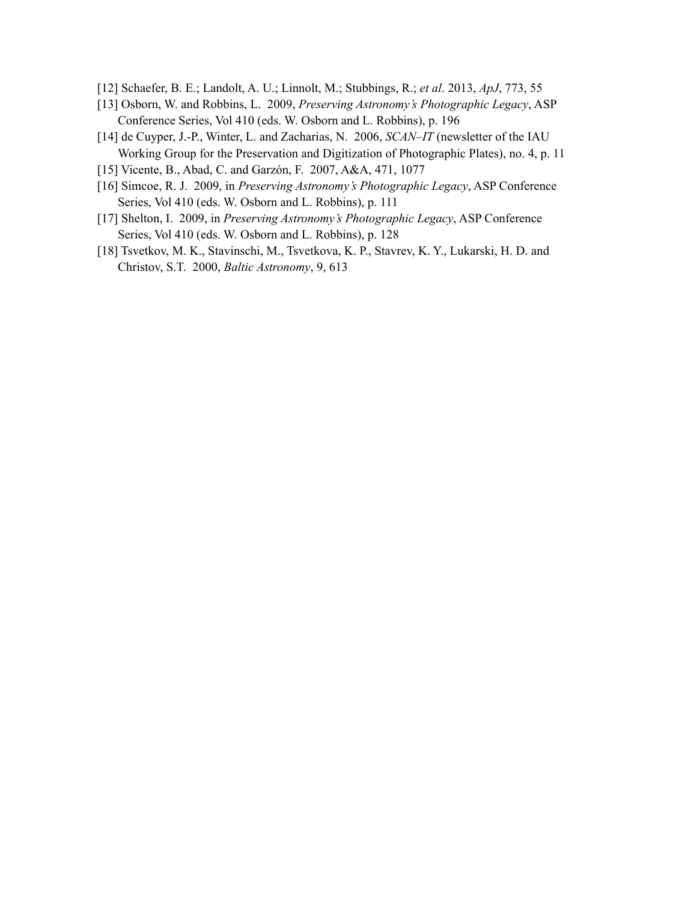[12] Schaefer, B. E.; Landolt, A. U.; Linnolt, M.; Stubbings, R.; *et al*. 2013, *ApJ*, 773, 55

[13] Osborn, W. and Robbins, L. 2009, *Preserving Astronomy's Photographic Legacy*, ASP Conference Series, Vol 410 (eds. W. Osborn and L. Robbins), p. 196

[14] de Cuyper, J.-P., Winter, L. and Zacharias, N. 2006, *SCAN–IT* (newsletter of the IAU Working Group for the Preservation and Digitization of Photographic Plates), no. 4, p. 11

[15] Vicente, B., Abad, C. and Garzón, F. 2007, A&A, 471, 1077

[16] Simcoe, R. J. 2009, in *Preserving Astronomy's Photographic Legacy*, ASP Conference Series, Vol 410 (eds. W. Osborn and L. Robbins), p. 111

[17] Shelton, I. 2009, in *Preserving Astronomy's Photographic Legacy*, ASP Conference Series, Vol 410 (eds. W. Osborn and L. Robbins), p. 128

[18] Tsvetkov, M. K., Stavinschi, M., Tsvetkova, K. P., Stavrev, K. Y., Lukarski, H. D. and Christov, S.T. 2000, *Baltic Astronomy*, 9, 613